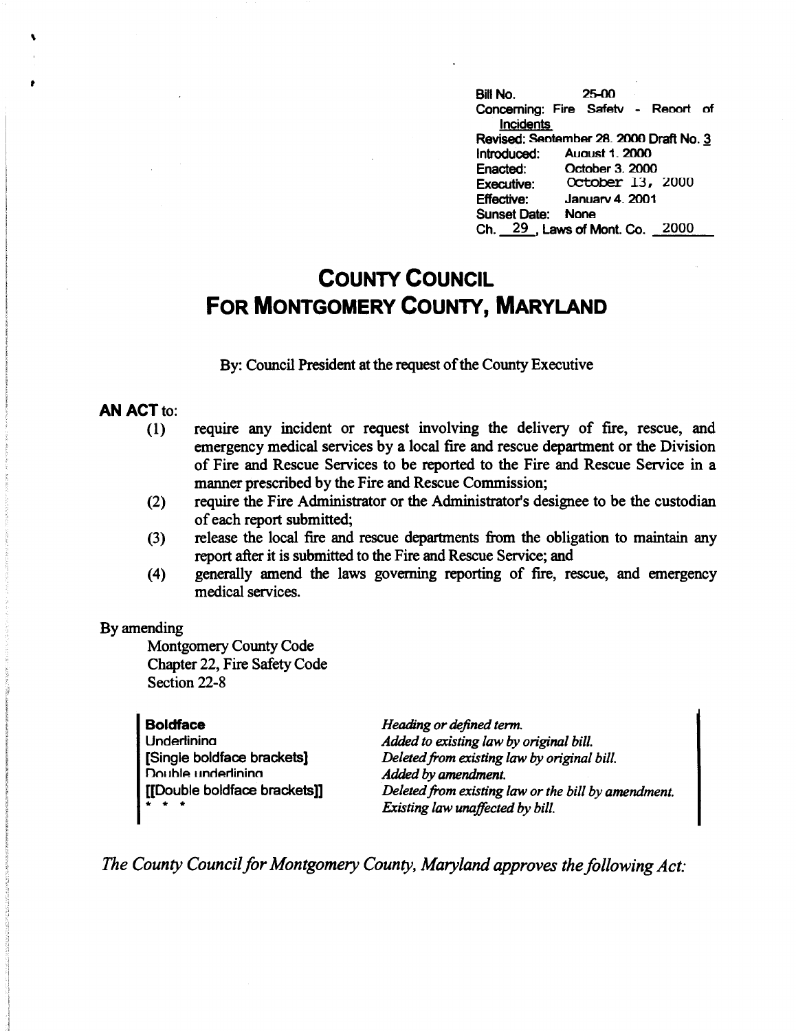Bill No. 25-00
Concerning: Fire Safety - Report of Incidents
Revised: September 28, 2000 Draft No. 3
Introduced: August 1, 2000
Enacted: October 3, 2000
Executive: October 13, 2000
Effective: January 4, 2001
Sunset Date: None
Ch. 29, Laws of Mont. Co. 2000

# COUNTY COUNCIL FOR MONTGOMERY COUNTY, MARYLAND

By: Council President at the request of the County Executive

**AN ACT** to:

(1) require any incident or request involving the delivery of fire, rescue, and emergency medical services by a local fire and rescue department or the Division of Fire and Rescue Services to be reported to the Fire and Rescue Service in a manner prescribed by the Fire and Rescue Commission;

(2) require the Fire Administrator or the Administrator's designee to be the custodian of each report submitted;

(3) release the local fire and rescue departments from the obligation to maintain any report after it is submitted to the Fire and Rescue Service; and

(4) generally amend the laws governing reporting of fire, rescue, and emergency medical services.

By amending

Montgomery County Code
Chapter 22, Fire Safety Code
Section 22-8

| | |
|---|---|
| **Boldface** | *Heading or defined term.* |
| Underlining | *Added to existing law by original bill.* |
| [Single boldface brackets] | *Deleted from existing law by original bill.* |
| Double underlining | *Added by amendment.* |
| [[Double boldface brackets]] | *Deleted from existing law or the bill by amendment.* |
| * * * | *Existing law unaffected by bill.* |

*The County Council for Montgomery County, Maryland approves the following Act:*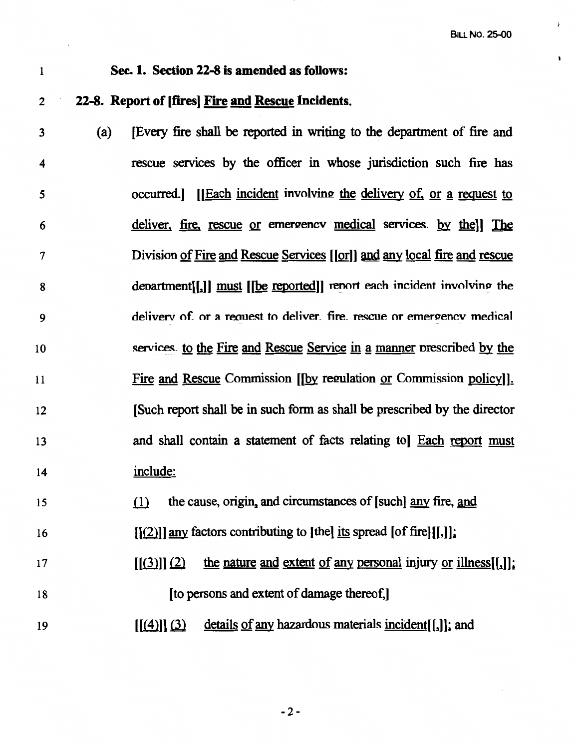**Sec. 1. Section 22-8 is amended as follows:**

**22-8. Report of [fires] Fire and Rescue Incidents.**

(a) [Every fire shall be reported in writing to the department of fire and rescue services by the officer in whose jurisdiction such fire has occurred.] [[Each incident involving the delivery of, or a request to deliver, fire, rescue or emergency medical services, by the]] The Division of Fire and Rescue Services [[or]] and any local fire and rescue department[[,]] must [[be reported]] report each incident involving the delivery of, or a request to deliver, fire, rescue or emergency medical services, to the Fire and Rescue Service in a manner prescribed by the Fire and Rescue Commission [[by regulation or Commission policy]]. [Such report shall be in such form as shall be prescribed by the director and shall contain a statement of facts relating to] Each report must include:

(1) the cause, origin, and circumstances of [such] any fire, and [[(2)]] any factors contributing to [the] its spread [of fire][[,]];

[[(3)]] (2) the nature and extent of any personal injury or illness[[,]]; [to persons and extent of damage thereof,]

[[(4)]] (3) details of any hazardous materials incident[[,]]; and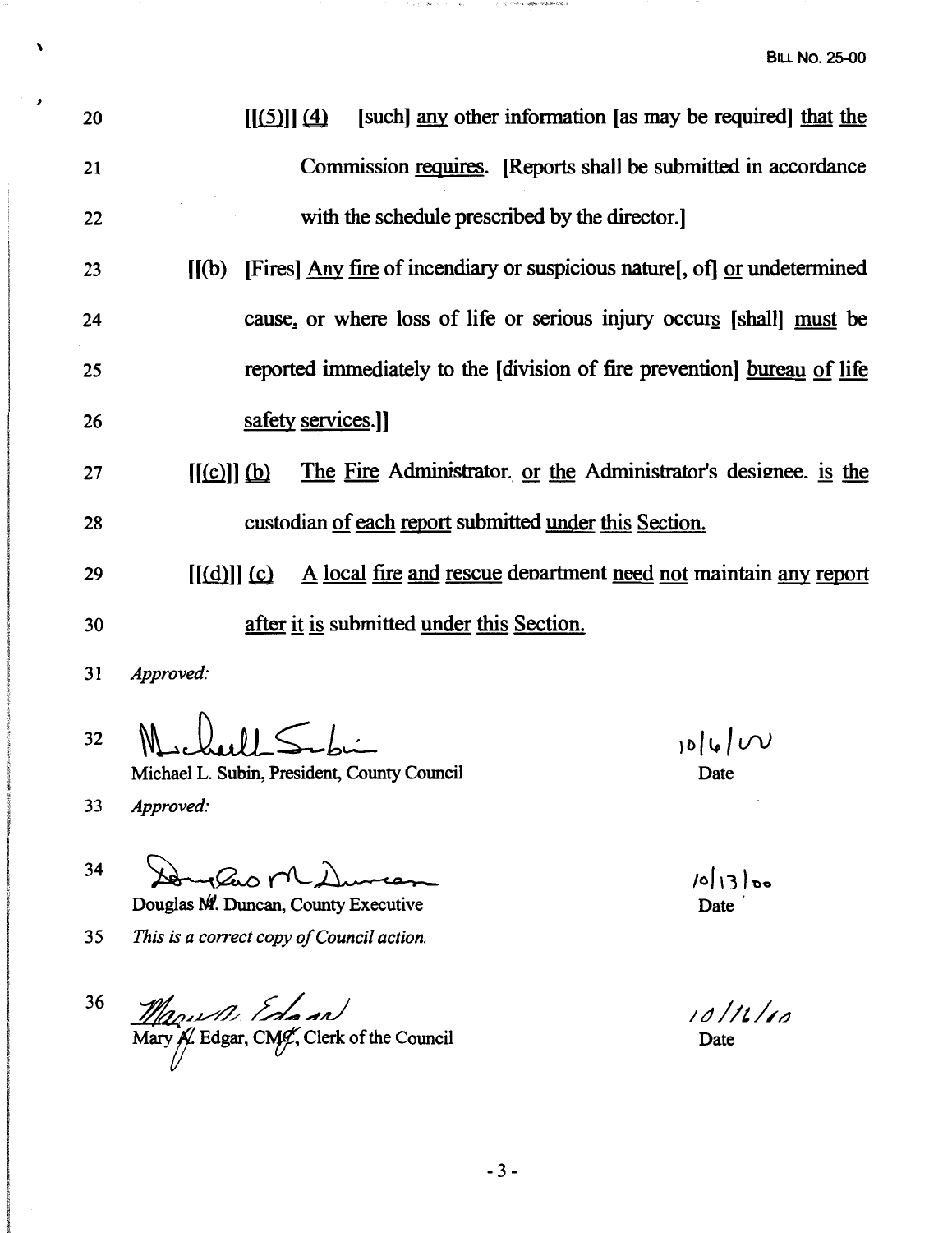20 [[(5)]] (4) [such] any other information [as may be required] that the Commission requires. [Reports shall be submitted in accordance with the schedule prescribed by the director.]

21

22

23 [[(b) [Fires] Any fire of incendiary or suspicious nature[, of] or undetermined cause, or where loss of life or serious injury occurs [shall] must be reported immediately to the [division of fire prevention] bureau of life safety services.]]

24

25

26

27 [[(c)]] (b) The Fire Administrator, or the Administrator's designee, is the custodian of each report submitted under this Section.

28

29 [[(d)]] (c) A local fire and rescue department need not maintain any report after it is submitted under this Section.

30

31 *Approved:*

32 Michael L. Subin, President, County Council — Date 10/6/00

33 *Approved:*

34 Douglas M. Duncan, County Executive — Date 10/13/00

35 *This is a correct copy of Council action.*

36 Mary A. Edgar, CMC, Clerk of the Council — Date 10/16/00